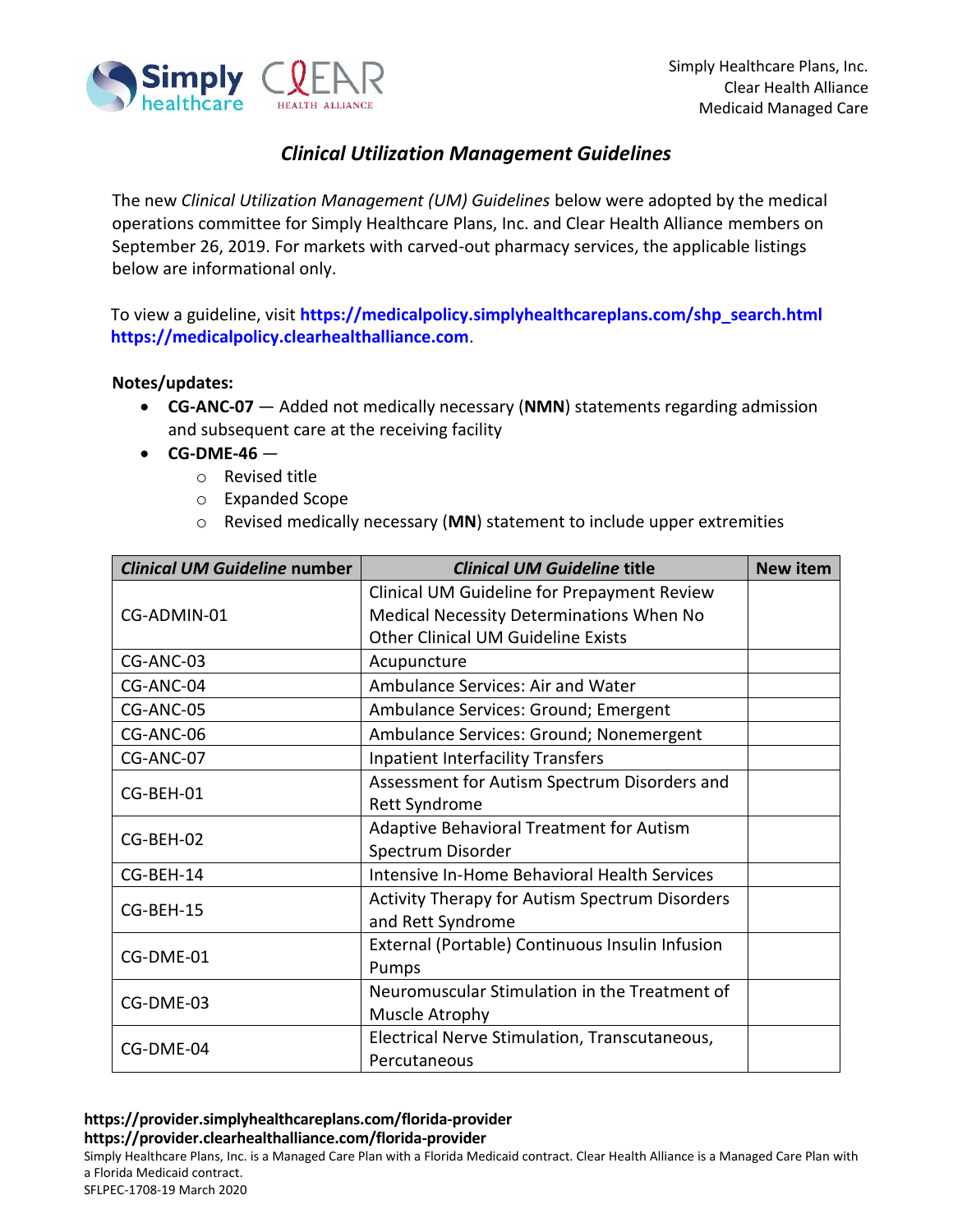Simply Healthcare Plans, Inc.
Clear Health Alliance
Medicaid Managed Care

# *Clinical Utilization Management Guidelines*

The new *Clinical Utilization Management (UM) Guidelines* below were adopted by the medical operations committee for Simply Healthcare Plans, Inc. and Clear Health Alliance members on September 26, 2019. For markets with carved-out pharmacy services, the applicable listings below are informational only.

To view a guideline, visit **https://medicalpolicy.simplyhealthcareplans.com/shp_search.html** **https://medicalpolicy.clearhealthalliance.com**.

**Notes/updates:**

- **CG-ANC-07** — Added not medically necessary (**NMN**) statements regarding admission and subsequent care at the receiving facility
- **CG-DME-46** —
  - Revised title
  - Expanded Scope
  - Revised medically necessary (**MN**) statement to include upper extremities

| *Clinical UM Guideline* number | *Clinical UM Guideline* title | New item |
|---|---|---|
| CG-ADMIN-01 | Clinical UM Guideline for Prepayment Review Medical Necessity Determinations When No Other Clinical UM Guideline Exists | |
| CG-ANC-03 | Acupuncture | |
| CG-ANC-04 | Ambulance Services: Air and Water | |
| CG-ANC-05 | Ambulance Services: Ground; Emergent | |
| CG-ANC-06 | Ambulance Services: Ground; Nonemergent | |
| CG-ANC-07 | Inpatient Interfacility Transfers | |
| CG-BEH-01 | Assessment for Autism Spectrum Disorders and Rett Syndrome | |
| CG-BEH-02 | Adaptive Behavioral Treatment for Autism Spectrum Disorder | |
| CG-BEH-14 | Intensive In-Home Behavioral Health Services | |
| CG-BEH-15 | Activity Therapy for Autism Spectrum Disorders and Rett Syndrome | |
| CG-DME-01 | External (Portable) Continuous Insulin Infusion Pumps | |
| CG-DME-03 | Neuromuscular Stimulation in the Treatment of Muscle Atrophy | |
| CG-DME-04 | Electrical Nerve Stimulation, Transcutaneous, Percutaneous | |

**https://provider.simplyhealthcareplans.com/florida-provider**
**https://provider.clearhealthalliance.com/florida-provider**

Simply Healthcare Plans, Inc. is a Managed Care Plan with a Florida Medicaid contract. Clear Health Alliance is a Managed Care Plan with a Florida Medicaid contract.
SFLPEC-1708-19 March 2020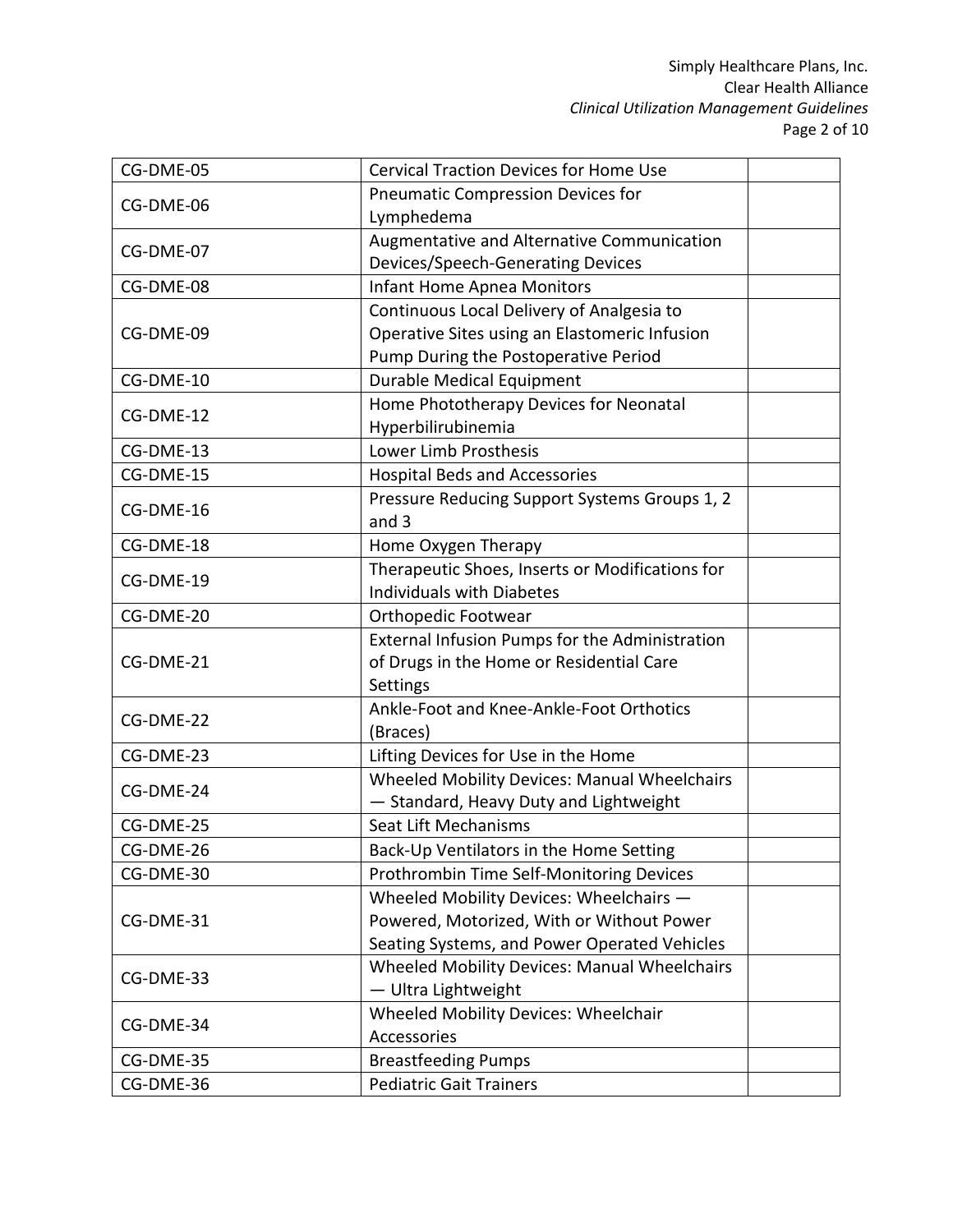| | | |
|---|---|---|
| CG-DME-05 | Cervical Traction Devices for Home Use | |
| CG-DME-06 | Pneumatic Compression Devices for Lymphedema | |
| CG-DME-07 | Augmentative and Alternative Communication Devices/Speech-Generating Devices | |
| CG-DME-08 | Infant Home Apnea Monitors | |
| CG-DME-09 | Continuous Local Delivery of Analgesia to Operative Sites using an Elastomeric Infusion Pump During the Postoperative Period | |
| CG-DME-10 | Durable Medical Equipment | |
| CG-DME-12 | Home Phototherapy Devices for Neonatal Hyperbilirubinemia | |
| CG-DME-13 | Lower Limb Prosthesis | |
| CG-DME-15 | Hospital Beds and Accessories | |
| CG-DME-16 | Pressure Reducing Support Systems Groups 1, 2 and 3 | |
| CG-DME-18 | Home Oxygen Therapy | |
| CG-DME-19 | Therapeutic Shoes, Inserts or Modifications for Individuals with Diabetes | |
| CG-DME-20 | Orthopedic Footwear | |
| CG-DME-21 | External Infusion Pumps for the Administration of Drugs in the Home or Residential Care Settings | |
| CG-DME-22 | Ankle-Foot and Knee-Ankle-Foot Orthotics (Braces) | |
| CG-DME-23 | Lifting Devices for Use in the Home | |
| CG-DME-24 | Wheeled Mobility Devices: Manual Wheelchairs — Standard, Heavy Duty and Lightweight | |
| CG-DME-25 | Seat Lift Mechanisms | |
| CG-DME-26 | Back-Up Ventilators in the Home Setting | |
| CG-DME-30 | Prothrombin Time Self-Monitoring Devices | |
| CG-DME-31 | Wheeled Mobility Devices: Wheelchairs — Powered, Motorized, With or Without Power Seating Systems, and Power Operated Vehicles | |
| CG-DME-33 | Wheeled Mobility Devices: Manual Wheelchairs — Ultra Lightweight | |
| CG-DME-34 | Wheeled Mobility Devices: Wheelchair Accessories | |
| CG-DME-35 | Breastfeeding Pumps | |
| CG-DME-36 | Pediatric Gait Trainers | |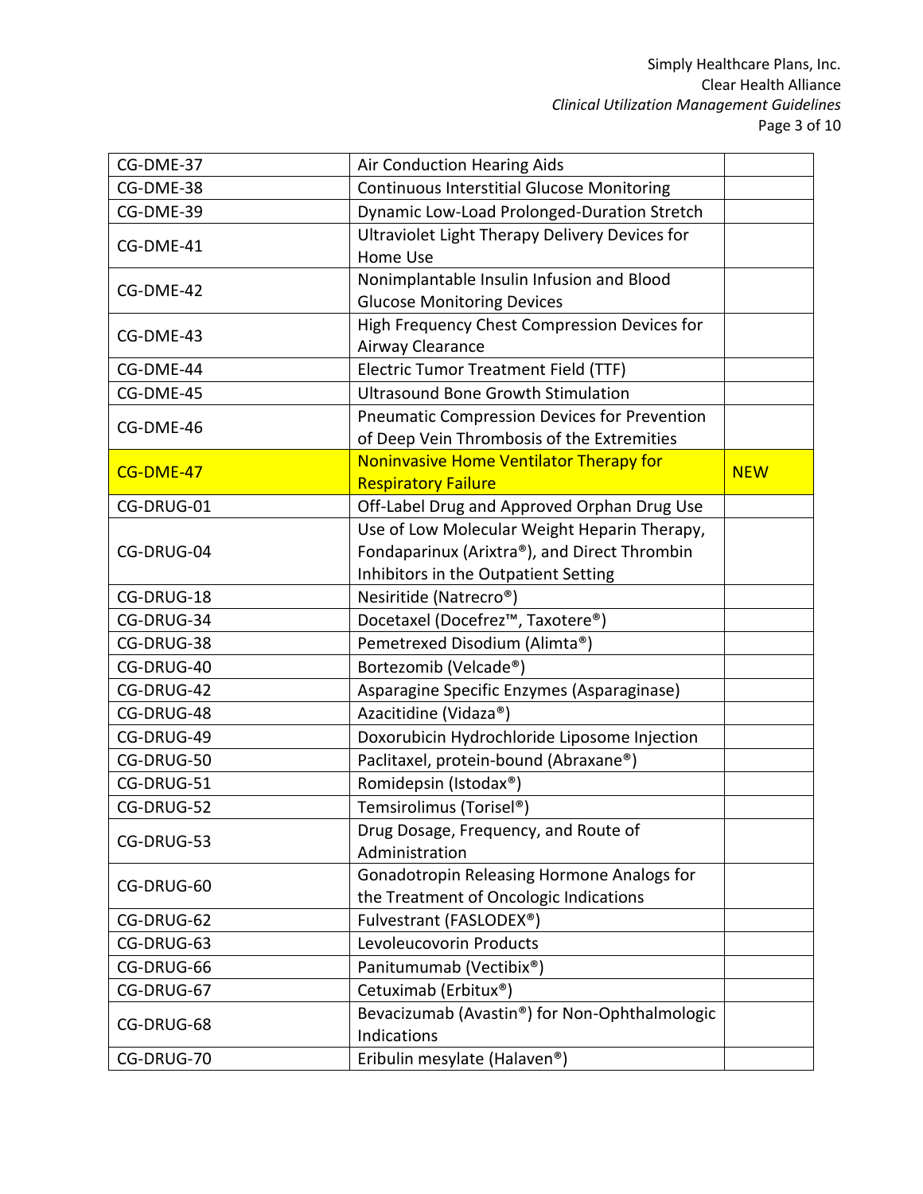| CG-DME-37 | Air Conduction Hearing Aids | |
|---|---|---|
| CG-DME-38 | Continuous Interstitial Glucose Monitoring | |
| CG-DME-39 | Dynamic Low-Load Prolonged-Duration Stretch | |
| CG-DME-41 | Ultraviolet Light Therapy Delivery Devices for Home Use | |
| CG-DME-42 | Nonimplantable Insulin Infusion and Blood Glucose Monitoring Devices | |
| CG-DME-43 | High Frequency Chest Compression Devices for Airway Clearance | |
| CG-DME-44 | Electric Tumor Treatment Field (TTF) | |
| CG-DME-45 | Ultrasound Bone Growth Stimulation | |
| CG-DME-46 | Pneumatic Compression Devices for Prevention of Deep Vein Thrombosis of the Extremities | |
| CG-DME-47 | Noninvasive Home Ventilator Therapy for Respiratory Failure | NEW |
| CG-DRUG-01 | Off-Label Drug and Approved Orphan Drug Use | |
| CG-DRUG-04 | Use of Low Molecular Weight Heparin Therapy, Fondaparinux (Arixtra®), and Direct Thrombin Inhibitors in the Outpatient Setting | |
| CG-DRUG-18 | Nesiritide (Natrecro®) | |
| CG-DRUG-34 | Docetaxel (Docefrez™, Taxotere®) | |
| CG-DRUG-38 | Pemetrexed Disodium (Alimta®) | |
| CG-DRUG-40 | Bortezomib (Velcade®) | |
| CG-DRUG-42 | Asparagine Specific Enzymes (Asparaginase) | |
| CG-DRUG-48 | Azacitidine (Vidaza®) | |
| CG-DRUG-49 | Doxorubicin Hydrochloride Liposome Injection | |
| CG-DRUG-50 | Paclitaxel, protein-bound (Abraxane®) | |
| CG-DRUG-51 | Romidepsin (Istodax®) | |
| CG-DRUG-52 | Temsirolimus (Torisel®) | |
| CG-DRUG-53 | Drug Dosage, Frequency, and Route of Administration | |
| CG-DRUG-60 | Gonadotropin Releasing Hormone Analogs for the Treatment of Oncologic Indications | |
| CG-DRUG-62 | Fulvestrant (FASLODEX®) | |
| CG-DRUG-63 | Levoleucovorin Products | |
| CG-DRUG-66 | Panitumumab (Vectibix®) | |
| CG-DRUG-67 | Cetuximab (Erbitux®) | |
| CG-DRUG-68 | Bevacizumab (Avastin®) for Non-Ophthalmologic Indications | |
| CG-DRUG-70 | Eribulin mesylate (Halaven®) | |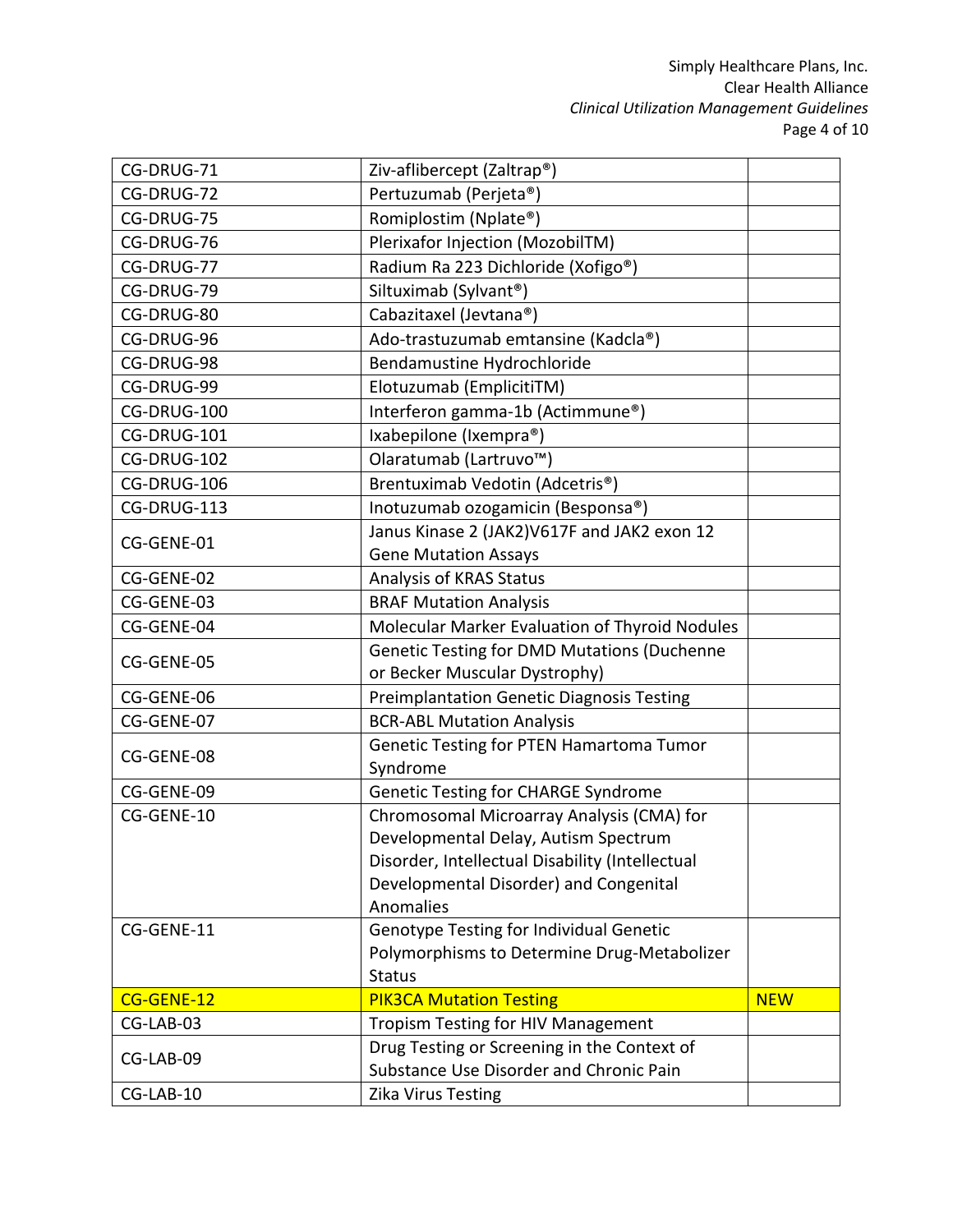| | | |
|---|---|---|
| CG-DRUG-71 | Ziv-aflibercept (Zaltrap®) | |
| CG-DRUG-72 | Pertuzumab (Perjeta®) | |
| CG-DRUG-75 | Romiplostim (Nplate®) | |
| CG-DRUG-76 | Plerixafor Injection (MozobilTM) | |
| CG-DRUG-77 | Radium Ra 223 Dichloride (Xofigo®) | |
| CG-DRUG-79 | Siltuximab (Sylvant®) | |
| CG-DRUG-80 | Cabazitaxel (Jevtana®) | |
| CG-DRUG-96 | Ado-trastuzumab emtansine (Kadcla®) | |
| CG-DRUG-98 | Bendamustine Hydrochloride | |
| CG-DRUG-99 | Elotuzumab (EmplicitiTM) | |
| CG-DRUG-100 | Interferon gamma-1b (Actimmune®) | |
| CG-DRUG-101 | Ixabepilone (Ixempra®) | |
| CG-DRUG-102 | Olaratumab (Lartruvo™) | |
| CG-DRUG-106 | Brentuximab Vedotin (Adcetris®) | |
| CG-DRUG-113 | Inotuzumab ozogamicin (Besponsa®) | |
| CG-GENE-01 | Janus Kinase 2 (JAK2)V617F and JAK2 exon 12 Gene Mutation Assays | |
| CG-GENE-02 | Analysis of KRAS Status | |
| CG-GENE-03 | BRAF Mutation Analysis | |
| CG-GENE-04 | Molecular Marker Evaluation of Thyroid Nodules | |
| CG-GENE-05 | Genetic Testing for DMD Mutations (Duchenne or Becker Muscular Dystrophy) | |
| CG-GENE-06 | Preimplantation Genetic Diagnosis Testing | |
| CG-GENE-07 | BCR-ABL Mutation Analysis | |
| CG-GENE-08 | Genetic Testing for PTEN Hamartoma Tumor Syndrome | |
| CG-GENE-09 | Genetic Testing for CHARGE Syndrome | |
| CG-GENE-10 | Chromosomal Microarray Analysis (CMA) for Developmental Delay, Autism Spectrum Disorder, Intellectual Disability (Intellectual Developmental Disorder) and Congenital Anomalies | |
| CG-GENE-11 | Genotype Testing for Individual Genetic Polymorphisms to Determine Drug-Metabolizer Status | |
| CG-GENE-12 | PIK3CA Mutation Testing | NEW |
| CG-LAB-03 | Tropism Testing for HIV Management | |
| CG-LAB-09 | Drug Testing or Screening in the Context of Substance Use Disorder and Chronic Pain | |
| CG-LAB-10 | Zika Virus Testing | |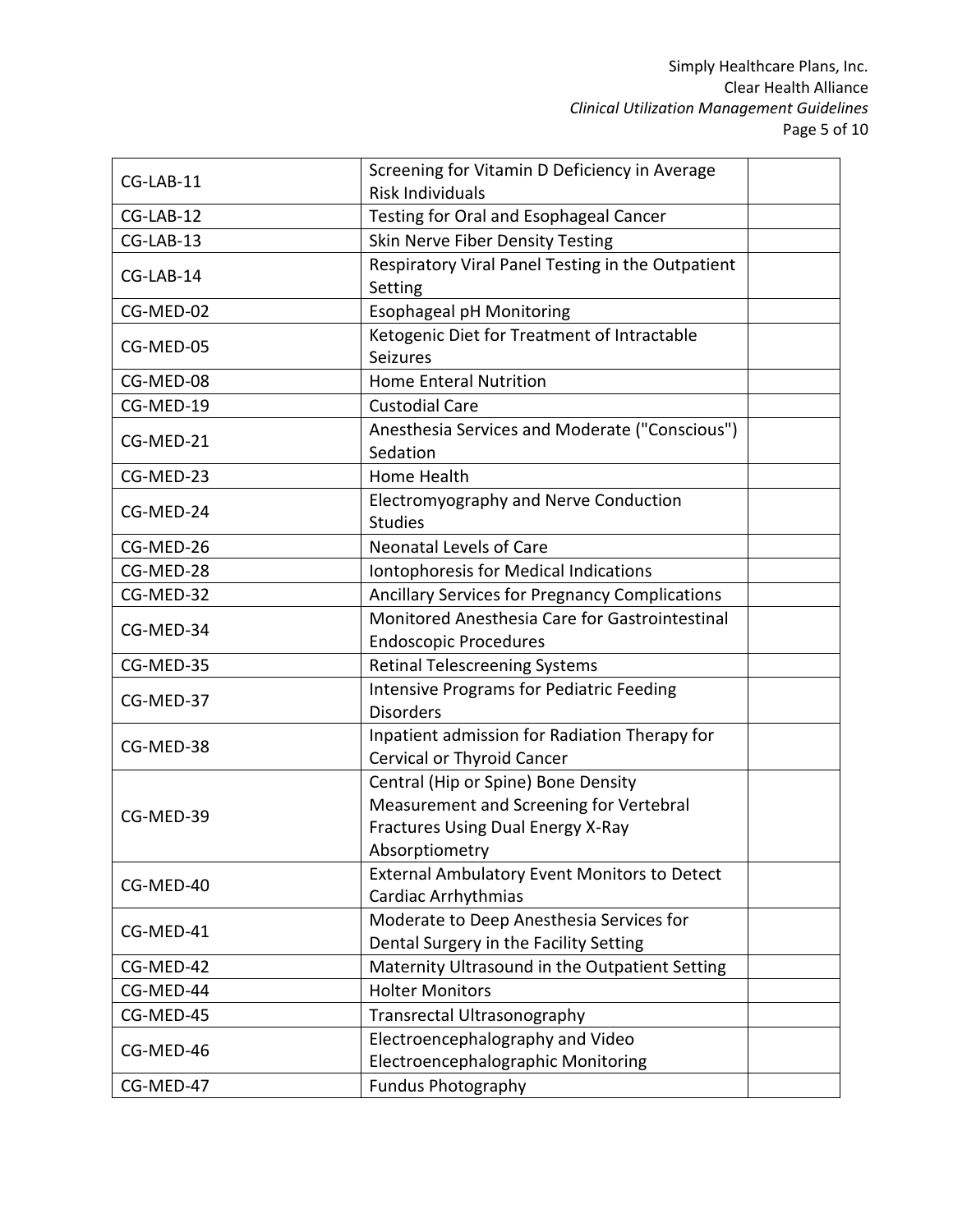| | | |
|---|---|---|
| CG-LAB-11 | Screening for Vitamin D Deficiency in Average Risk Individuals | |
| CG-LAB-12 | Testing for Oral and Esophageal Cancer | |
| CG-LAB-13 | Skin Nerve Fiber Density Testing | |
| CG-LAB-14 | Respiratory Viral Panel Testing in the Outpatient Setting | |
| CG-MED-02 | Esophageal pH Monitoring | |
| CG-MED-05 | Ketogenic Diet for Treatment of Intractable Seizures | |
| CG-MED-08 | Home Enteral Nutrition | |
| CG-MED-19 | Custodial Care | |
| CG-MED-21 | Anesthesia Services and Moderate ("Conscious") Sedation | |
| CG-MED-23 | Home Health | |
| CG-MED-24 | Electromyography and Nerve Conduction Studies | |
| CG-MED-26 | Neonatal Levels of Care | |
| CG-MED-28 | Iontophoresis for Medical Indications | |
| CG-MED-32 | Ancillary Services for Pregnancy Complications | |
| CG-MED-34 | Monitored Anesthesia Care for Gastrointestinal Endoscopic Procedures | |
| CG-MED-35 | Retinal Telescreening Systems | |
| CG-MED-37 | Intensive Programs for Pediatric Feeding Disorders | |
| CG-MED-38 | Inpatient admission for Radiation Therapy for Cervical or Thyroid Cancer | |
| CG-MED-39 | Central (Hip or Spine) Bone Density Measurement and Screening for Vertebral Fractures Using Dual Energy X-Ray Absorptiometry | |
| CG-MED-40 | External Ambulatory Event Monitors to Detect Cardiac Arrhythmias | |
| CG-MED-41 | Moderate to Deep Anesthesia Services for Dental Surgery in the Facility Setting | |
| CG-MED-42 | Maternity Ultrasound in the Outpatient Setting | |
| CG-MED-44 | Holter Monitors | |
| CG-MED-45 | Transrectal Ultrasonography | |
| CG-MED-46 | Electroencephalography and Video Electroencephalographic Monitoring | |
| CG-MED-47 | Fundus Photography | |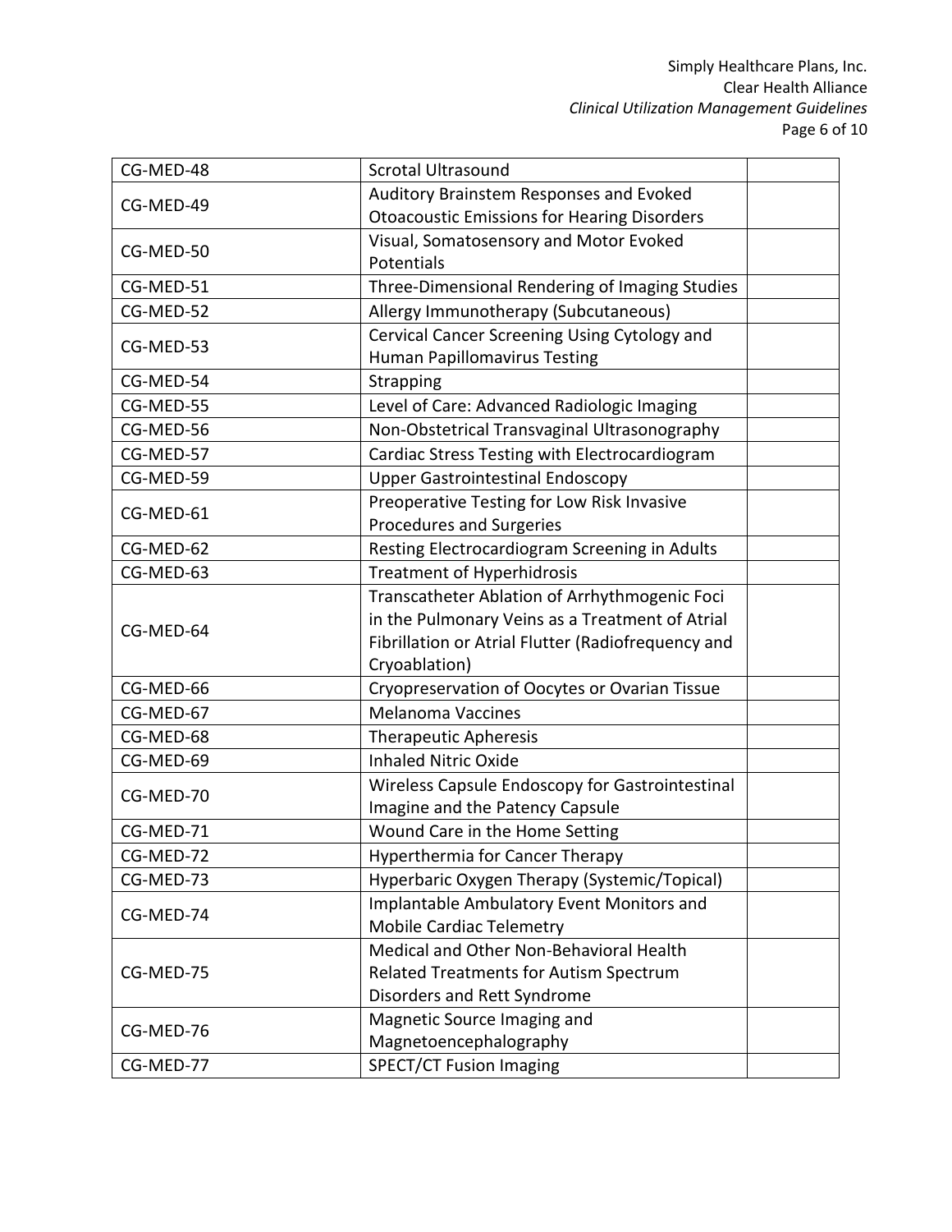| CG-MED-48 | Scrotal Ultrasound | |
|---|---|---|
| CG-MED-49 | Auditory Brainstem Responses and Evoked Otoacoustic Emissions for Hearing Disorders | |
| CG-MED-50 | Visual, Somatosensory and Motor Evoked Potentials | |
| CG-MED-51 | Three-Dimensional Rendering of Imaging Studies | |
| CG-MED-52 | Allergy Immunotherapy (Subcutaneous) | |
| CG-MED-53 | Cervical Cancer Screening Using Cytology and Human Papillomavirus Testing | |
| CG-MED-54 | Strapping | |
| CG-MED-55 | Level of Care: Advanced Radiologic Imaging | |
| CG-MED-56 | Non-Obstetrical Transvaginal Ultrasonography | |
| CG-MED-57 | Cardiac Stress Testing with Electrocardiogram | |
| CG-MED-59 | Upper Gastrointestinal Endoscopy | |
| CG-MED-61 | Preoperative Testing for Low Risk Invasive Procedures and Surgeries | |
| CG-MED-62 | Resting Electrocardiogram Screening in Adults | |
| CG-MED-63 | Treatment of Hyperhidrosis | |
| CG-MED-64 | Transcatheter Ablation of Arrhythmogenic Foci in the Pulmonary Veins as a Treatment of Atrial Fibrillation or Atrial Flutter (Radiofrequency and Cryoablation) | |
| CG-MED-66 | Cryopreservation of Oocytes or Ovarian Tissue | |
| CG-MED-67 | Melanoma Vaccines | |
| CG-MED-68 | Therapeutic Apheresis | |
| CG-MED-69 | Inhaled Nitric Oxide | |
| CG-MED-70 | Wireless Capsule Endoscopy for Gastrointestinal Imagine and the Patency Capsule | |
| CG-MED-71 | Wound Care in the Home Setting | |
| CG-MED-72 | Hyperthermia for Cancer Therapy | |
| CG-MED-73 | Hyperbaric Oxygen Therapy (Systemic/Topical) | |
| CG-MED-74 | Implantable Ambulatory Event Monitors and Mobile Cardiac Telemetry | |
| CG-MED-75 | Medical and Other Non-Behavioral Health Related Treatments for Autism Spectrum Disorders and Rett Syndrome | |
| CG-MED-76 | Magnetic Source Imaging and Magnetoencephalography | |
| CG-MED-77 | SPECT/CT Fusion Imaging | |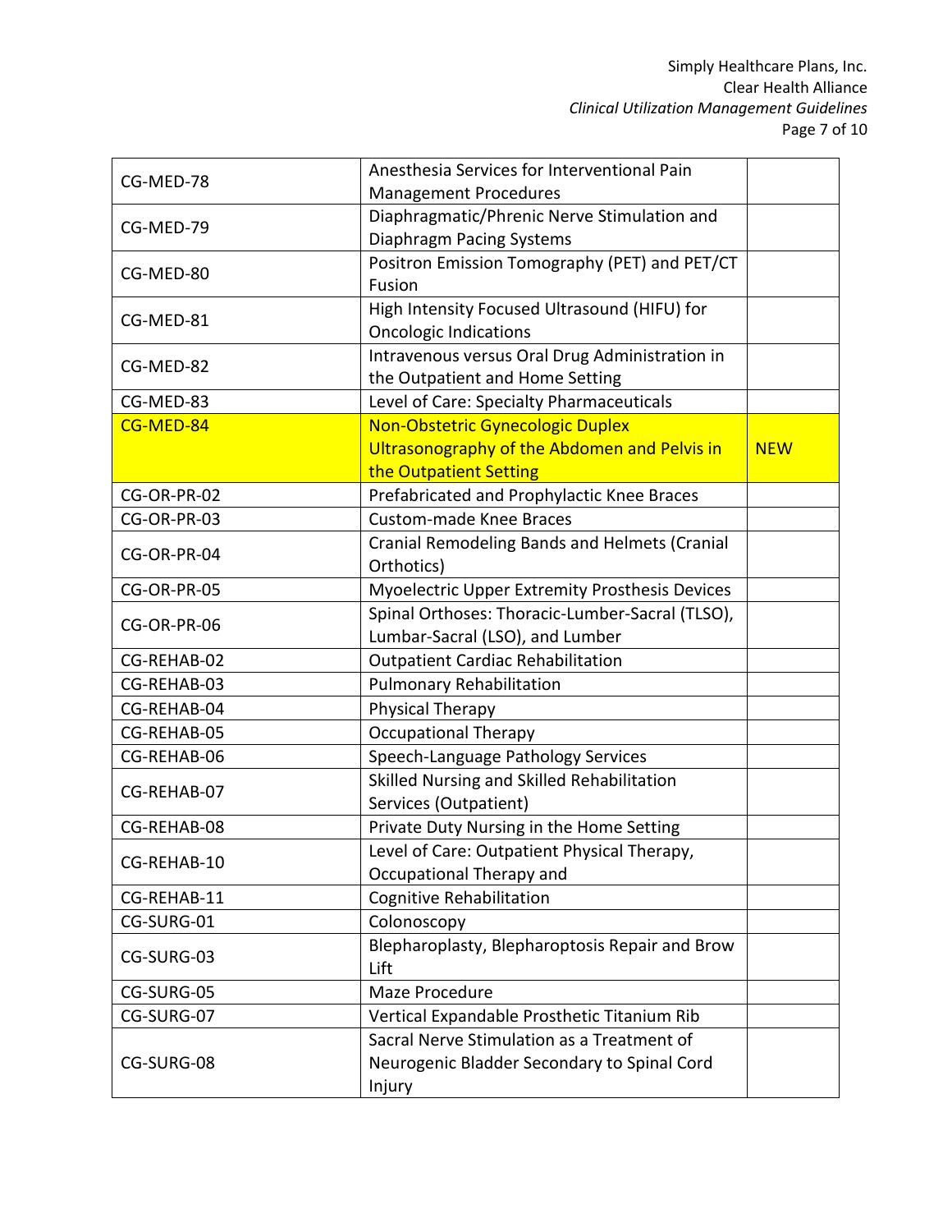| | | |
|---|---|---|
| CG-MED-78 | Anesthesia Services for Interventional Pain Management Procedures | |
| CG-MED-79 | Diaphragmatic/Phrenic Nerve Stimulation and Diaphragm Pacing Systems | |
| CG-MED-80 | Positron Emission Tomography (PET) and PET/CT Fusion | |
| CG-MED-81 | High Intensity Focused Ultrasound (HIFU) for Oncologic Indications | |
| CG-MED-82 | Intravenous versus Oral Drug Administration in the Outpatient and Home Setting | |
| CG-MED-83 | Level of Care: Specialty Pharmaceuticals | |
| CG-MED-84 | Non-Obstetric Gynecologic Duplex Ultrasonography of the Abdomen and Pelvis in the Outpatient Setting | NEW |
| CG-OR-PR-02 | Prefabricated and Prophylactic Knee Braces | |
| CG-OR-PR-03 | Custom-made Knee Braces | |
| CG-OR-PR-04 | Cranial Remodeling Bands and Helmets (Cranial Orthotics) | |
| CG-OR-PR-05 | Myoelectric Upper Extremity Prosthesis Devices | |
| CG-OR-PR-06 | Spinal Orthoses: Thoracic-Lumber-Sacral (TLSO), Lumbar-Sacral (LSO), and Lumber | |
| CG-REHAB-02 | Outpatient Cardiac Rehabilitation | |
| CG-REHAB-03 | Pulmonary Rehabilitation | |
| CG-REHAB-04 | Physical Therapy | |
| CG-REHAB-05 | Occupational Therapy | |
| CG-REHAB-06 | Speech-Language Pathology Services | |
| CG-REHAB-07 | Skilled Nursing and Skilled Rehabilitation Services (Outpatient) | |
| CG-REHAB-08 | Private Duty Nursing in the Home Setting | |
| CG-REHAB-10 | Level of Care: Outpatient Physical Therapy, Occupational Therapy and | |
| CG-REHAB-11 | Cognitive Rehabilitation | |
| CG-SURG-01 | Colonoscopy | |
| CG-SURG-03 | Blepharoplasty, Blepharoptosis Repair and Brow Lift | |
| CG-SURG-05 | Maze Procedure | |
| CG-SURG-07 | Vertical Expandable Prosthetic Titanium Rib | |
| CG-SURG-08 | Sacral Nerve Stimulation as a Treatment of Neurogenic Bladder Secondary to Spinal Cord Injury | |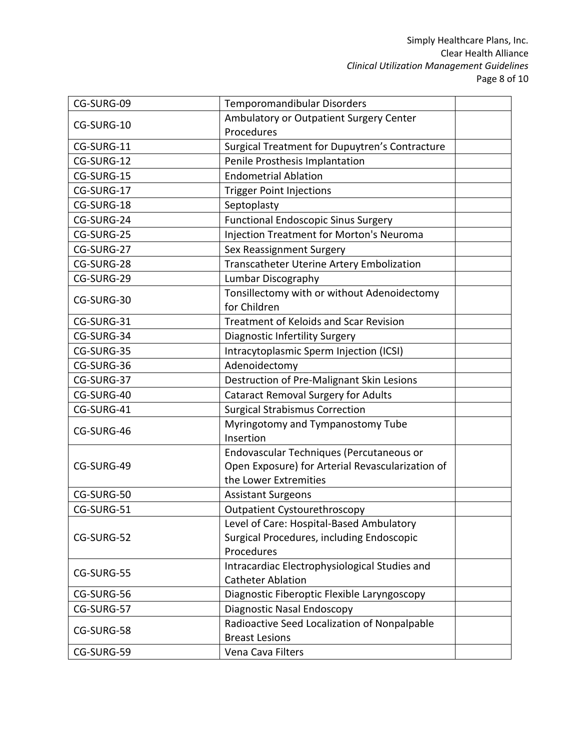| | | |
|---|---|---|
| CG-SURG-09 | Temporomandibular Disorders | |
| CG-SURG-10 | Ambulatory or Outpatient Surgery Center Procedures | |
| CG-SURG-11 | Surgical Treatment for Dupuytren's Contracture | |
| CG-SURG-12 | Penile Prosthesis Implantation | |
| CG-SURG-15 | Endometrial Ablation | |
| CG-SURG-17 | Trigger Point Injections | |
| CG-SURG-18 | Septoplasty | |
| CG-SURG-24 | Functional Endoscopic Sinus Surgery | |
| CG-SURG-25 | Injection Treatment for Morton's Neuroma | |
| CG-SURG-27 | Sex Reassignment Surgery | |
| CG-SURG-28 | Transcatheter Uterine Artery Embolization | |
| CG-SURG-29 | Lumbar Discography | |
| CG-SURG-30 | Tonsillectomy with or without Adenoidectomy for Children | |
| CG-SURG-31 | Treatment of Keloids and Scar Revision | |
| CG-SURG-34 | Diagnostic Infertility Surgery | |
| CG-SURG-35 | Intracytoplasmic Sperm Injection (ICSI) | |
| CG-SURG-36 | Adenoidectomy | |
| CG-SURG-37 | Destruction of Pre-Malignant Skin Lesions | |
| CG-SURG-40 | Cataract Removal Surgery for Adults | |
| CG-SURG-41 | Surgical Strabismus Correction | |
| CG-SURG-46 | Myringotomy and Tympanostomy Tube Insertion | |
| CG-SURG-49 | Endovascular Techniques (Percutaneous or Open Exposure) for Arterial Revascularization of the Lower Extremities | |
| CG-SURG-50 | Assistant Surgeons | |
| CG-SURG-51 | Outpatient Cystourethroscopy | |
| CG-SURG-52 | Level of Care: Hospital-Based Ambulatory Surgical Procedures, including Endoscopic Procedures | |
| CG-SURG-55 | Intracardiac Electrophysiological Studies and Catheter Ablation | |
| CG-SURG-56 | Diagnostic Fiberoptic Flexible Laryngoscopy | |
| CG-SURG-57 | Diagnostic Nasal Endoscopy | |
| CG-SURG-58 | Radioactive Seed Localization of Nonpalpable Breast Lesions | |
| CG-SURG-59 | Vena Cava Filters | |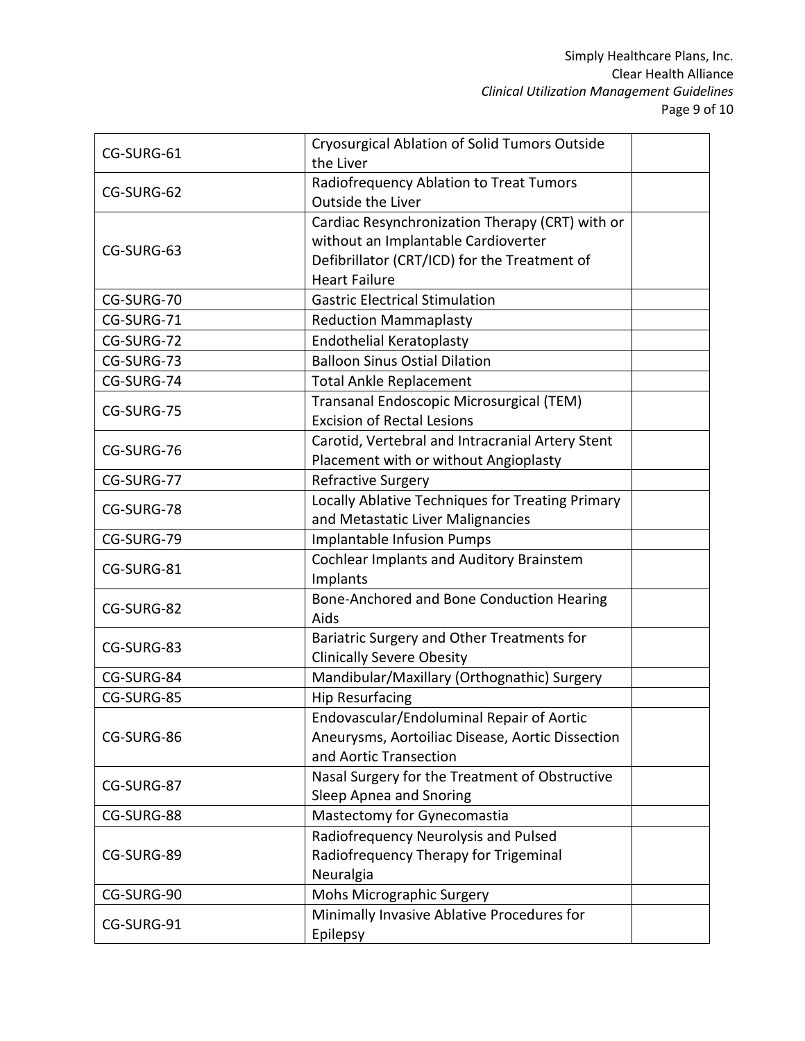| | | |
|---|---|---|
| CG-SURG-61 | Cryosurgical Ablation of Solid Tumors Outside the Liver | |
| CG-SURG-62 | Radiofrequency Ablation to Treat Tumors Outside the Liver | |
| CG-SURG-63 | Cardiac Resynchronization Therapy (CRT) with or without an Implantable Cardioverter Defibrillator (CRT/ICD) for the Treatment of Heart Failure | |
| CG-SURG-70 | Gastric Electrical Stimulation | |
| CG-SURG-71 | Reduction Mammaplasty | |
| CG-SURG-72 | Endothelial Keratoplasty | |
| CG-SURG-73 | Balloon Sinus Ostial Dilation | |
| CG-SURG-74 | Total Ankle Replacement | |
| CG-SURG-75 | Transanal Endoscopic Microsurgical (TEM) Excision of Rectal Lesions | |
| CG-SURG-76 | Carotid, Vertebral and Intracranial Artery Stent Placement with or without Angioplasty | |
| CG-SURG-77 | Refractive Surgery | |
| CG-SURG-78 | Locally Ablative Techniques for Treating Primary and Metastatic Liver Malignancies | |
| CG-SURG-79 | Implantable Infusion Pumps | |
| CG-SURG-81 | Cochlear Implants and Auditory Brainstem Implants | |
| CG-SURG-82 | Bone-Anchored and Bone Conduction Hearing Aids | |
| CG-SURG-83 | Bariatric Surgery and Other Treatments for Clinically Severe Obesity | |
| CG-SURG-84 | Mandibular/Maxillary (Orthognathic) Surgery | |
| CG-SURG-85 | Hip Resurfacing | |
| CG-SURG-86 | Endovascular/Endoluminal Repair of Aortic Aneurysms, Aortoiliac Disease, Aortic Dissection and Aortic Transection | |
| CG-SURG-87 | Nasal Surgery for the Treatment of Obstructive Sleep Apnea and Snoring | |
| CG-SURG-88 | Mastectomy for Gynecomastia | |
| CG-SURG-89 | Radiofrequency Neurolysis and Pulsed Radiofrequency Therapy for Trigeminal Neuralgia | |
| CG-SURG-90 | Mohs Micrographic Surgery | |
| CG-SURG-91 | Minimally Invasive Ablative Procedures for Epilepsy | |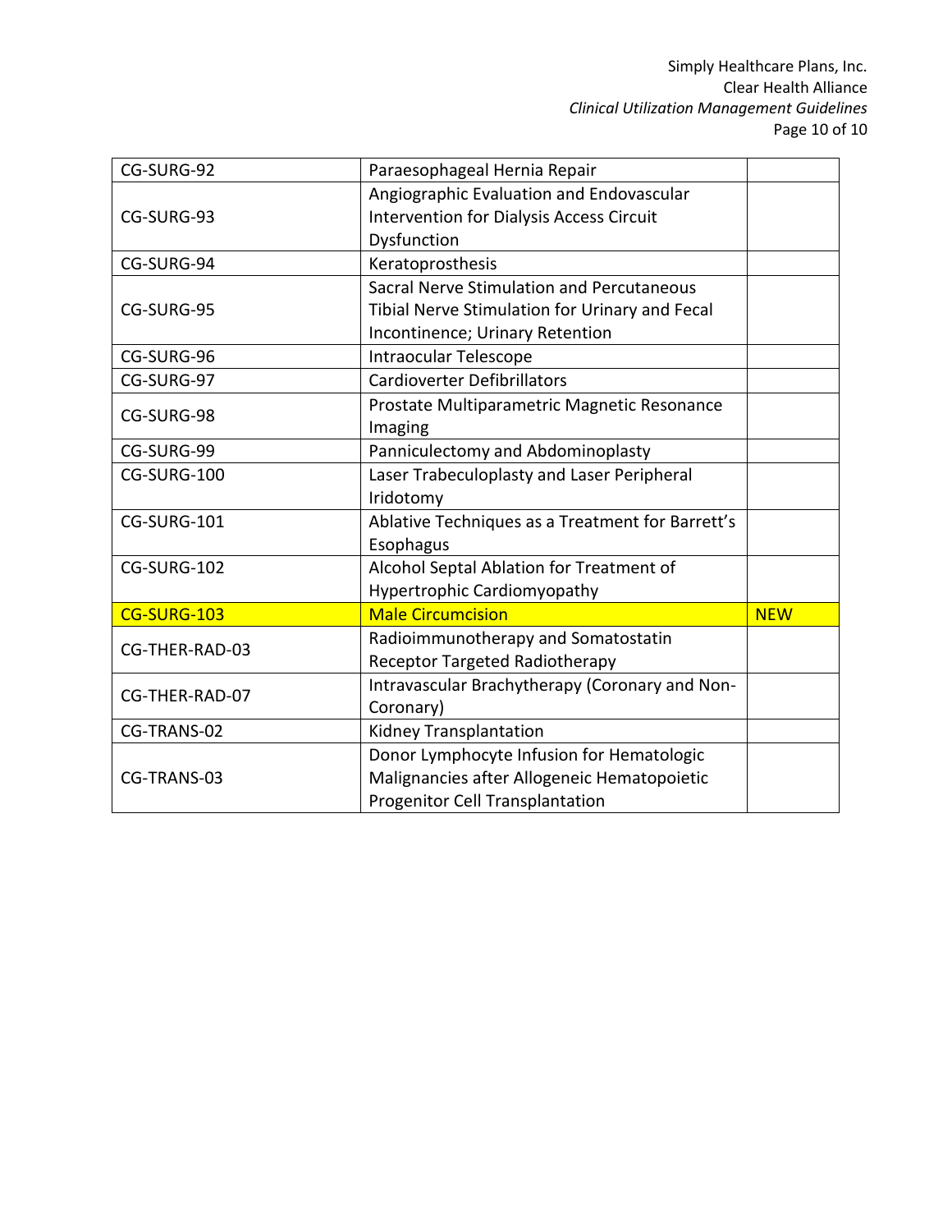| | | |
|---|---|---|
| CG-SURG-92 | Paraesophageal Hernia Repair | |
| CG-SURG-93 | Angiographic Evaluation and Endovascular Intervention for Dialysis Access Circuit Dysfunction | |
| CG-SURG-94 | Keratoprosthesis | |
| CG-SURG-95 | Sacral Nerve Stimulation and Percutaneous Tibial Nerve Stimulation for Urinary and Fecal Incontinence; Urinary Retention | |
| CG-SURG-96 | Intraocular Telescope | |
| CG-SURG-97 | Cardioverter Defibrillators | |
| CG-SURG-98 | Prostate Multiparametric Magnetic Resonance Imaging | |
| CG-SURG-99 | Panniculectomy and Abdominoplasty | |
| CG-SURG-100 | Laser Trabeculoplasty and Laser Peripheral Iridotomy | |
| CG-SURG-101 | Ablative Techniques as a Treatment for Barrett's Esophagus | |
| CG-SURG-102 | Alcohol Septal Ablation for Treatment of Hypertrophic Cardiomyopathy | |
| CG-SURG-103 | Male Circumcision | NEW |
| CG-THER-RAD-03 | Radioimmunotherapy and Somatostatin Receptor Targeted Radiotherapy | |
| CG-THER-RAD-07 | Intravascular Brachytherapy (Coronary and Non-Coronary) | |
| CG-TRANS-02 | Kidney Transplantation | |
| CG-TRANS-03 | Donor Lymphocyte Infusion for Hematologic Malignancies after Allogeneic Hematopoietic Progenitor Cell Transplantation | |